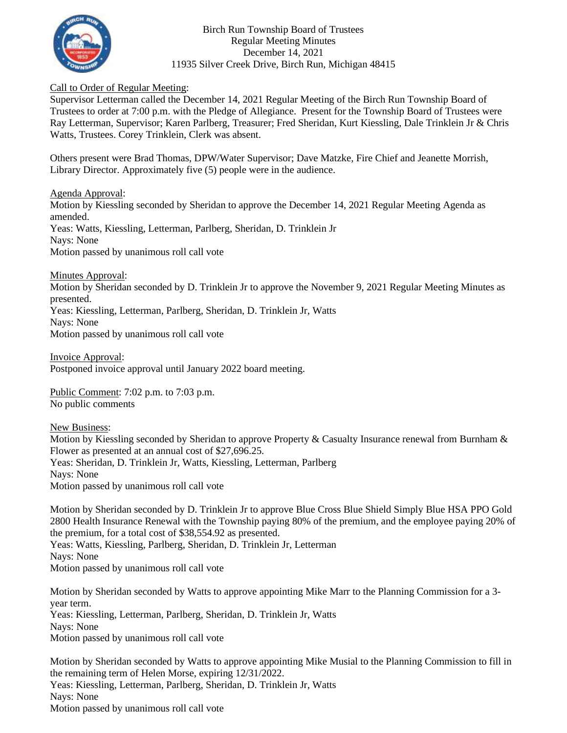Birch Run Township Board of Trustees
Regular Meeting Minutes
December 14, 2021
11935 Silver Creek Drive, Birch Run, Michigan 48415

Call to Order of Regular Meeting:
Supervisor Letterman called the December 14, 2021 Regular Meeting of the Birch Run Township Board of Trustees to order at 7:00 p.m. with the Pledge of Allegiance. Present for the Township Board of Trustees were Ray Letterman, Supervisor; Karen Parlberg, Treasurer; Fred Sheridan, Kurt Kiessling, Dale Trinklein Jr & Chris Watts, Trustees. Corey Trinklein, Clerk was absent.

Others present were Brad Thomas, DPW/Water Supervisor; Dave Matzke, Fire Chief and Jeanette Morrish, Library Director. Approximately five (5) people were in the audience.

Agenda Approval:
Motion by Kiessling seconded by Sheridan to approve the December 14, 2021 Regular Meeting Agenda as amended.
Yeas: Watts, Kiessling, Letterman, Parlberg, Sheridan, D. Trinklein Jr
Nays: None
Motion passed by unanimous roll call vote

Minutes Approval:
Motion by Sheridan seconded by D. Trinklein Jr to approve the November 9, 2021 Regular Meeting Minutes as presented.
Yeas: Kiessling, Letterman, Parlberg, Sheridan, D. Trinklein Jr, Watts
Nays: None
Motion passed by unanimous roll call vote

Invoice Approval:
Postponed invoice approval until January 2022 board meeting.

Public Comment: 7:02 p.m. to 7:03 p.m.
No public comments

New Business:
Motion by Kiessling seconded by Sheridan to approve Property & Casualty Insurance renewal from Burnham & Flower as presented at an annual cost of $27,696.25.
Yeas: Sheridan, D. Trinklein Jr, Watts, Kiessling, Letterman, Parlberg
Nays: None
Motion passed by unanimous roll call vote

Motion by Sheridan seconded by D. Trinklein Jr to approve Blue Cross Blue Shield Simply Blue HSA PPO Gold 2800 Health Insurance Renewal with the Township paying 80% of the premium, and the employee paying 20% of the premium, for a total cost of $38,554.92 as presented.
Yeas: Watts, Kiessling, Parlberg, Sheridan, D. Trinklein Jr, Letterman
Nays: None
Motion passed by unanimous roll call vote

Motion by Sheridan seconded by Watts to approve appointing Mike Marr to the Planning Commission for a 3-year term.
Yeas: Kiessling, Letterman, Parlberg, Sheridan, D. Trinklein Jr, Watts
Nays: None
Motion passed by unanimous roll call vote

Motion by Sheridan seconded by Watts to approve appointing Mike Musial to the Planning Commission to fill in the remaining term of Helen Morse, expiring 12/31/2022.
Yeas: Kiessling, Letterman, Parlberg, Sheridan, D. Trinklein Jr, Watts
Nays: None
Motion passed by unanimous roll call vote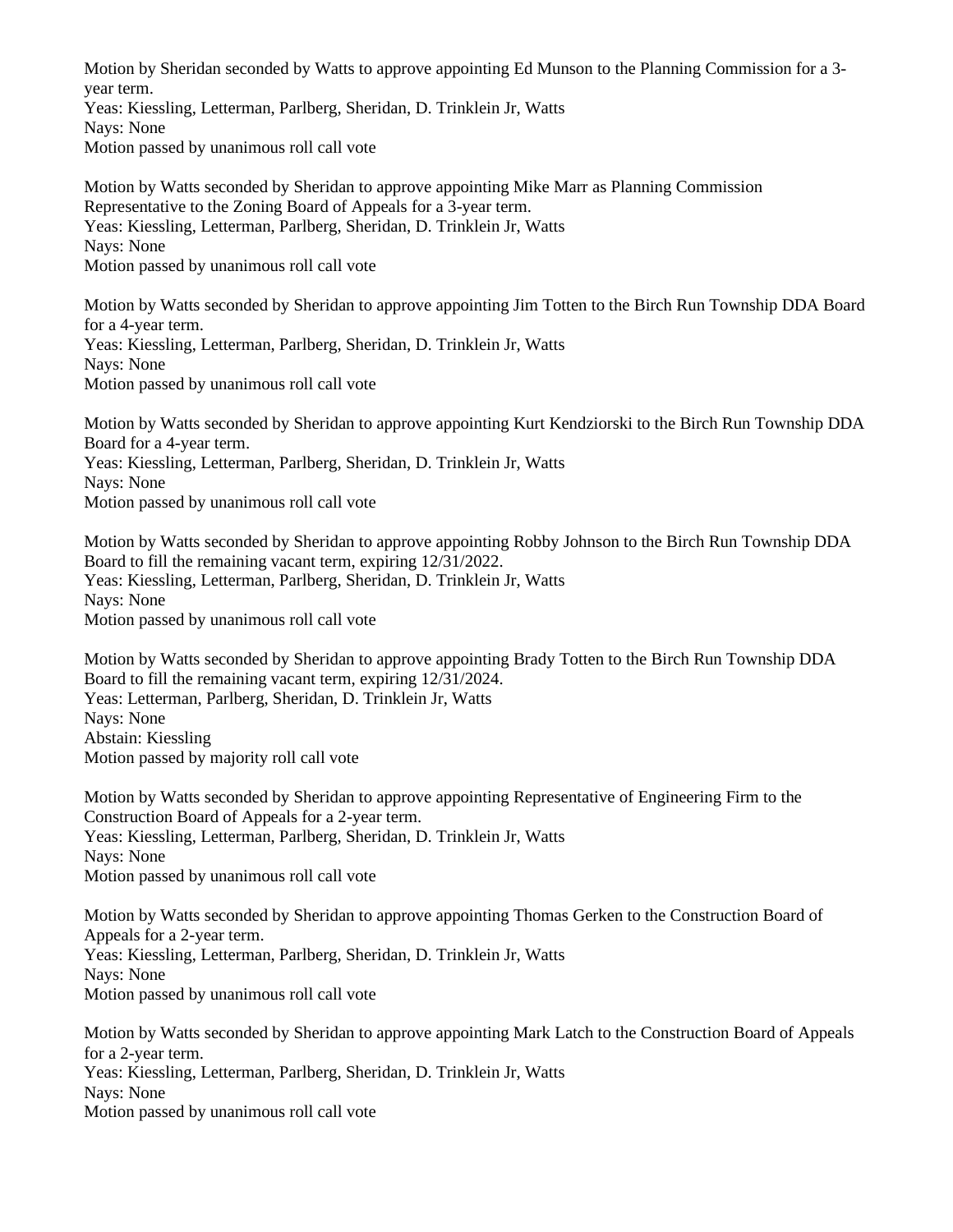Motion by Sheridan seconded by Watts to approve appointing Ed Munson to the Planning Commission for a 3-year term.
Yeas: Kiessling, Letterman, Parlberg, Sheridan, D. Trinklein Jr, Watts
Nays: None
Motion passed by unanimous roll call vote

Motion by Watts seconded by Sheridan to approve appointing Mike Marr as Planning Commission Representative to the Zoning Board of Appeals for a 3-year term.
Yeas: Kiessling, Letterman, Parlberg, Sheridan, D. Trinklein Jr, Watts
Nays: None
Motion passed by unanimous roll call vote

Motion by Watts seconded by Sheridan to approve appointing Jim Totten to the Birch Run Township DDA Board for a 4-year term.
Yeas: Kiessling, Letterman, Parlberg, Sheridan, D. Trinklein Jr, Watts
Nays: None
Motion passed by unanimous roll call vote

Motion by Watts seconded by Sheridan to approve appointing Kurt Kendziorski to the Birch Run Township DDA Board for a 4-year term.
Yeas: Kiessling, Letterman, Parlberg, Sheridan, D. Trinklein Jr, Watts
Nays: None
Motion passed by unanimous roll call vote

Motion by Watts seconded by Sheridan to approve appointing Robby Johnson to the Birch Run Township DDA Board to fill the remaining vacant term, expiring 12/31/2022.
Yeas: Kiessling, Letterman, Parlberg, Sheridan, D. Trinklein Jr, Watts
Nays: None
Motion passed by unanimous roll call vote

Motion by Watts seconded by Sheridan to approve appointing Brady Totten to the Birch Run Township DDA Board to fill the remaining vacant term, expiring 12/31/2024.
Yeas: Letterman, Parlberg, Sheridan, D. Trinklein Jr, Watts
Nays: None
Abstain: Kiessling
Motion passed by majority roll call vote

Motion by Watts seconded by Sheridan to approve appointing Representative of Engineering Firm to the Construction Board of Appeals for a 2-year term.
Yeas: Kiessling, Letterman, Parlberg, Sheridan, D. Trinklein Jr, Watts
Nays: None
Motion passed by unanimous roll call vote

Motion by Watts seconded by Sheridan to approve appointing Thomas Gerken to the Construction Board of Appeals for a 2-year term.
Yeas: Kiessling, Letterman, Parlberg, Sheridan, D. Trinklein Jr, Watts
Nays: None
Motion passed by unanimous roll call vote

Motion by Watts seconded by Sheridan to approve appointing Mark Latch to the Construction Board of Appeals for a 2-year term.
Yeas: Kiessling, Letterman, Parlberg, Sheridan, D. Trinklein Jr, Watts
Nays: None
Motion passed by unanimous roll call vote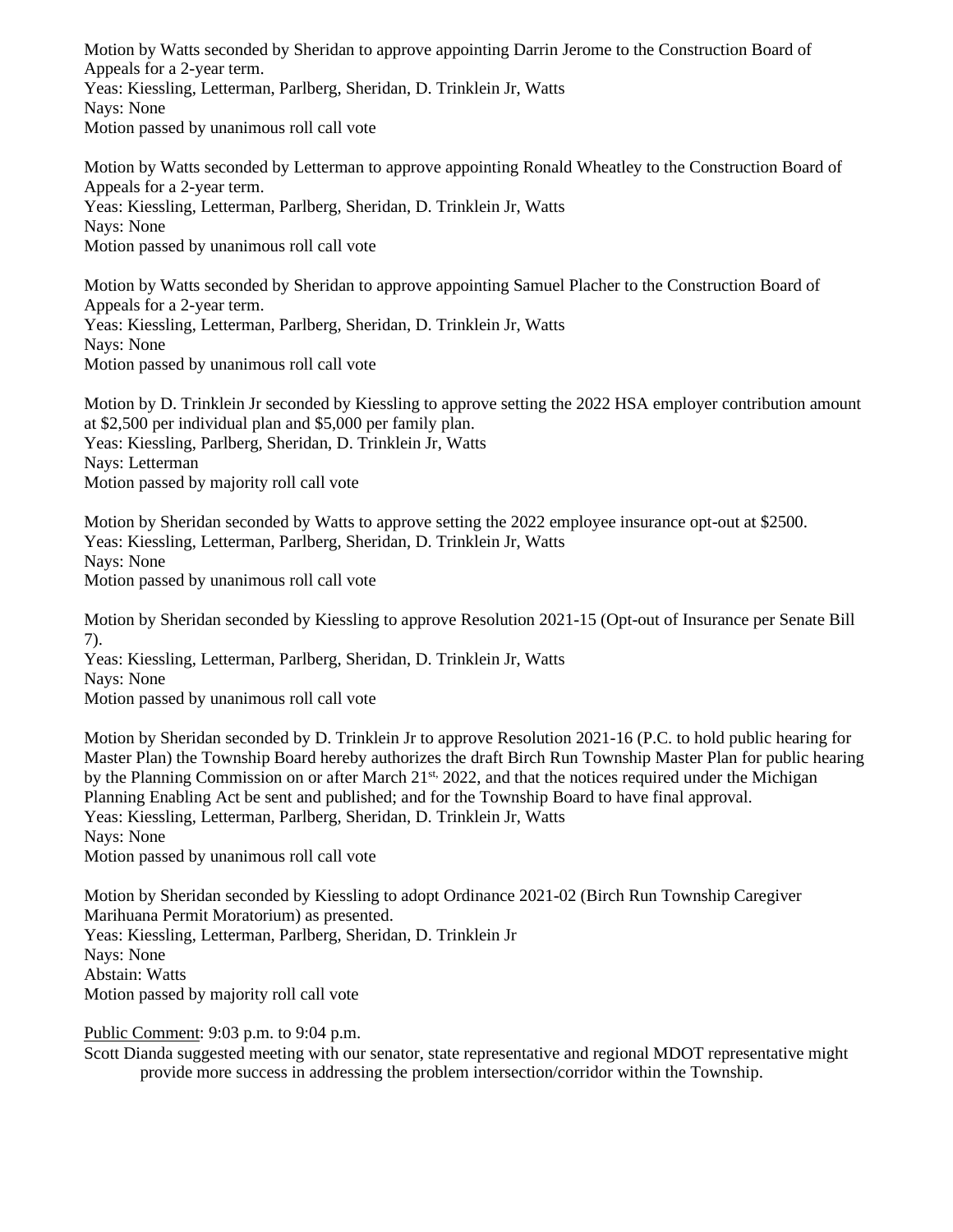Motion by Watts seconded by Sheridan to approve appointing Darrin Jerome to the Construction Board of Appeals for a 2-year term.
Yeas: Kiessling, Letterman, Parlberg, Sheridan, D. Trinklein Jr, Watts
Nays: None
Motion passed by unanimous roll call vote

Motion by Watts seconded by Letterman to approve appointing Ronald Wheatley to the Construction Board of Appeals for a 2-year term.
Yeas: Kiessling, Letterman, Parlberg, Sheridan, D. Trinklein Jr, Watts
Nays: None
Motion passed by unanimous roll call vote

Motion by Watts seconded by Sheridan to approve appointing Samuel Placher to the Construction Board of Appeals for a 2-year term.
Yeas: Kiessling, Letterman, Parlberg, Sheridan, D. Trinklein Jr, Watts
Nays: None
Motion passed by unanimous roll call vote

Motion by D. Trinklein Jr seconded by Kiessling to approve setting the 2022 HSA employer contribution amount at $2,500 per individual plan and $5,000 per family plan.
Yeas: Kiessling, Parlberg, Sheridan, D. Trinklein Jr, Watts
Nays: Letterman
Motion passed by majority roll call vote

Motion by Sheridan seconded by Watts to approve setting the 2022 employee insurance opt-out at $2500.
Yeas: Kiessling, Letterman, Parlberg, Sheridan, D. Trinklein Jr, Watts
Nays: None
Motion passed by unanimous roll call vote

Motion by Sheridan seconded by Kiessling to approve Resolution 2021-15 (Opt-out of Insurance per Senate Bill 7).
Yeas: Kiessling, Letterman, Parlberg, Sheridan, D. Trinklein Jr, Watts
Nays: None
Motion passed by unanimous roll call vote

Motion by Sheridan seconded by D. Trinklein Jr to approve Resolution 2021-16 (P.C. to hold public hearing for Master Plan) the Township Board hereby authorizes the draft Birch Run Township Master Plan for public hearing by the Planning Commission on or after March 21st, 2022, and that the notices required under the Michigan Planning Enabling Act be sent and published; and for the Township Board to have final approval.
Yeas: Kiessling, Letterman, Parlberg, Sheridan, D. Trinklein Jr, Watts
Nays: None
Motion passed by unanimous roll call vote

Motion by Sheridan seconded by Kiessling to adopt Ordinance 2021-02 (Birch Run Township Caregiver Marihuana Permit Moratorium) as presented.
Yeas: Kiessling, Letterman, Parlberg, Sheridan, D. Trinklein Jr
Nays: None
Abstain: Watts
Motion passed by majority roll call vote

Public Comment: 9:03 p.m. to 9:04 p.m.
Scott Dianda suggested meeting with our senator, state representative and regional MDOT representative might provide more success in addressing the problem intersection/corridor within the Township.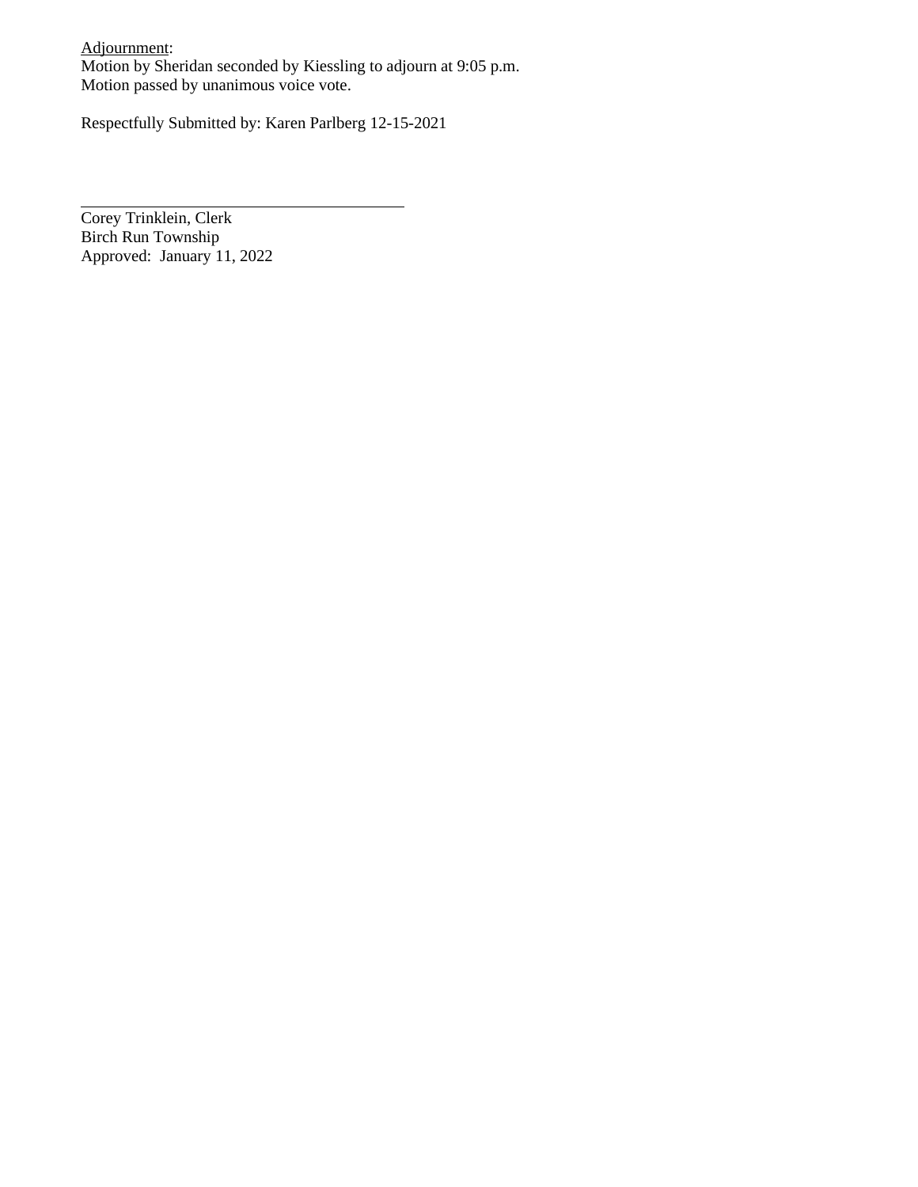Adjournment:
Motion by Sheridan seconded by Kiessling to adjourn at 9:05 p.m.
Motion passed by unanimous voice vote.

Respectfully Submitted by: Karen Parlberg 12-15-2021

\_\_\_\_\_\_\_\_\_\_\_\_\_\_\_\_\_\_\_\_\_\_\_\_\_\_\_\_\_\_\_\_\_\_\_\_\_\_\_\_
Corey Trinklein, Clerk
Birch Run Township
Approved: January 11, 2022